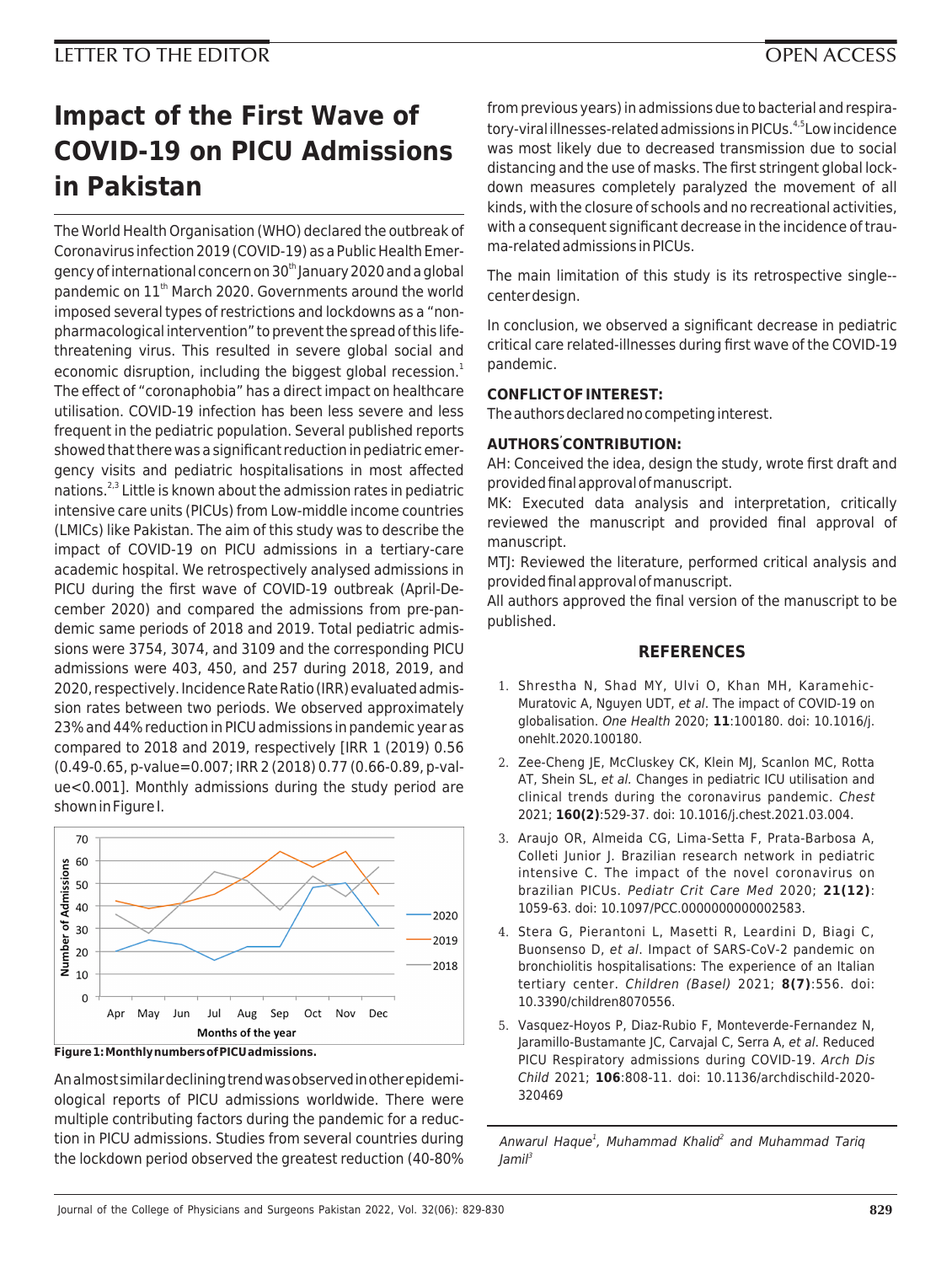LETTER TO THE EDITOR

OPEN ACCESS

# Impact of the First Wave of COVID-19 on PICU Admissions in Pakistan

The World Health Organisation (WHO) declared the outbreak of Coronavirus infection 2019 (COVID-19) as a Public Health Emergency of international concern on 30th January 2020 and a global pandemic on 11th March 2020. Governments around the world imposed several types of restrictions and lockdowns as a "non-pharmacological intervention" to prevent the spread of this life-threatening virus. This resulted in severe global social and economic disruption, including the biggest global recession.[1] The effect of "coronaphobia" has a direct impact on healthcare utilisation. COVID-19 infection has been less severe and less frequent in the pediatric population. Several published reports showed that there was a significant reduction in pediatric emergency visits and pediatric hospitalisations in most affected nations.[2,3] Little is known about the admission rates in pediatric intensive care units (PICUs) from Low-middle income countries (LMICs) like Pakistan. The aim of this study was to describe the impact of COVID-19 on PICU admissions in a tertiary-care academic hospital. We retrospectively analysed admissions in PICU during the first wave of COVID-19 outbreak (April-December 2020) and compared the admissions from pre-pandemic same periods of 2018 and 2019. Total pediatric admissions were 3754, 3074, and 3109 and the corresponding PICU admissions were 403, 450, and 257 during 2018, 2019, and 2020, respectively. Incidence Rate Ratio (IRR) evaluated admission rates between two periods. We observed approximately 23% and 44% reduction in PICU admissions in pandemic year as compared to 2018 and 2019, respectively [IRR 1 (2019) 0.56 (0.49-0.65, p-value=0.007; IRR 2 (2018) 0.77 (0.66-0.89, p-value<0.001]. Monthly admissions during the study period are shown in Figure I.

Figure 1: Monthly numbers of PICU admissions.

An almost similar declining trend was observed in other epidemiological reports of PICU admissions worldwide. There were multiple contributing factors during the pandemic for a reduction in PICU admissions. Studies from several countries during the lockdown period observed the greatest reduction (40-80% from previous years) in admissions due to bacterial and respiratory-viral illnesses-related admissions in PICUs.[4,5] Low incidence was most likely due to decreased transmission due to social distancing and the use of masks. The first stringent global lockdown measures completely paralyzed the movement of all kinds, with the closure of schools and no recreational activities, with a consequent significant decrease in the incidence of trauma-related admissions in PICUs.

The main limitation of this study is its retrospective single--center design.

In conclusion, we observed a significant decrease in pediatric critical care related-illnesses during first wave of the COVID-19 pandemic.

**CONFLICT OF INTEREST:**

The authors declared no competing interest.

**AUTHORS' CONTRIBUTION:**

AH: Conceived the idea, design the study, wrote first draft and provided final approval of manuscript.

MK: Executed data analysis and interpretation, critically reviewed the manuscript and provided final approval of manuscript.

MTJ: Reviewed the literature, performed critical analysis and provided final approval of manuscript.

All authors approved the final version of the manuscript to be published.

## REFERENCES

1. Shrestha N, Shad MY, Ulvi O, Khan MH, Karamehic-Muratovic A, Nguyen UDT, *et al*. The impact of COVID-19 on globalisation. *One Health* 2020; **11**:100180. doi: 10.1016/j.onehlt.2020.100180.
2. Zee-Cheng JE, McCluskey CK, Klein MJ, Scanlon MC, Rotta AT, Shein SL, *et al*. Changes in pediatric ICU utilisation and clinical trends during the coronavirus pandemic. *Chest* 2021; **160(2)**:529-37. doi: 10.1016/j.chest.2021.03.004.
3. Araujo OR, Almeida CG, Lima-Setta F, Prata-Barbosa A, Colleti Junior J. Brazilian research network in pediatric intensive C. The impact of the novel coronavirus on brazilian PICUs. *Pediatr Crit Care Med* 2020; **21(12)**:1059-63. doi: 10.1097/PCC.0000000000002583.
4. Stera G, Pierantoni L, Masetti R, Leardini D, Biagi C, Buonsenso D, *et al*. Impact of SARS-CoV-2 pandemic on bronchiolitis hospitalisations: The experience of an Italian tertiary center. *Children (Basel)* 2021; **8(7)**:556. doi: 10.3390/children8070556.
5. Vasquez-Hoyos P, Diaz-Rubio F, Monteverde-Fernandez N, Jaramillo-Bustamante JC, Carvajal C, Serra A, *et al*. Reduced PICU Respiratory admissions during COVID-19. *Arch Dis Child* 2021; **106**:808-11. doi: 10.1136/archdischild-2020-320469

*Anwarul Haque[1], Muhammad Khalid[2] and Muhammad Tariq Jamil[3]*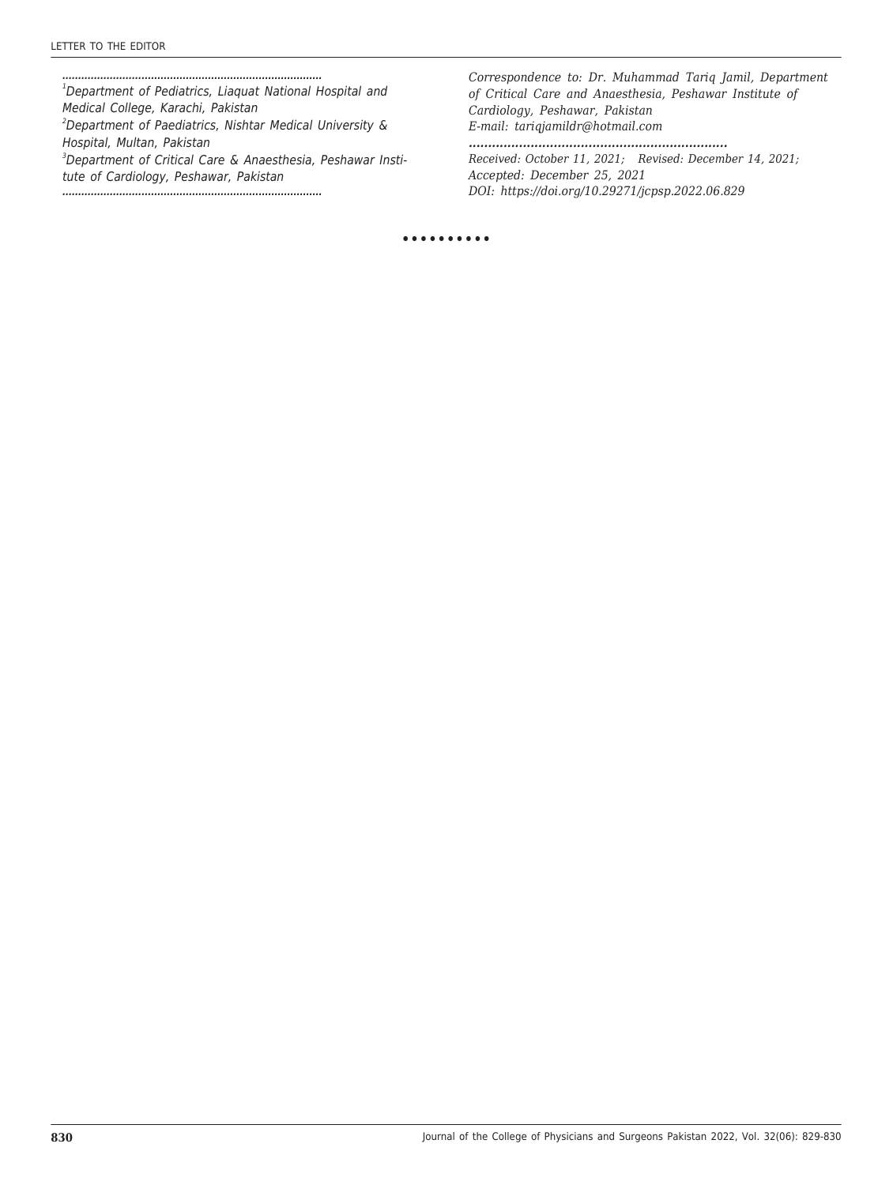[1]Department of Pediatrics, Liaquat National Hospital and Medical College, Karachi, Pakistan

[2]Department of Paediatrics, Nishtar Medical University & Hospital, Multan, Pakistan

[3]Department of Critical Care & Anaesthesia, Peshawar Institute of Cardiology, Peshawar, Pakistan

*Correspondence to: Dr. Muhammad Tariq Jamil, Department of Critical Care and Anaesthesia, Peshawar Institute of Cardiology, Peshawar, Pakistan*
*E-mail: tariqjamildr@hotmail.com*

*Received: October 11, 2021; Revised: December 14, 2021; Accepted: December 25, 2021*
*DOI: https://doi.org/10.29271/jcpsp.2022.06.829*

••••••••••